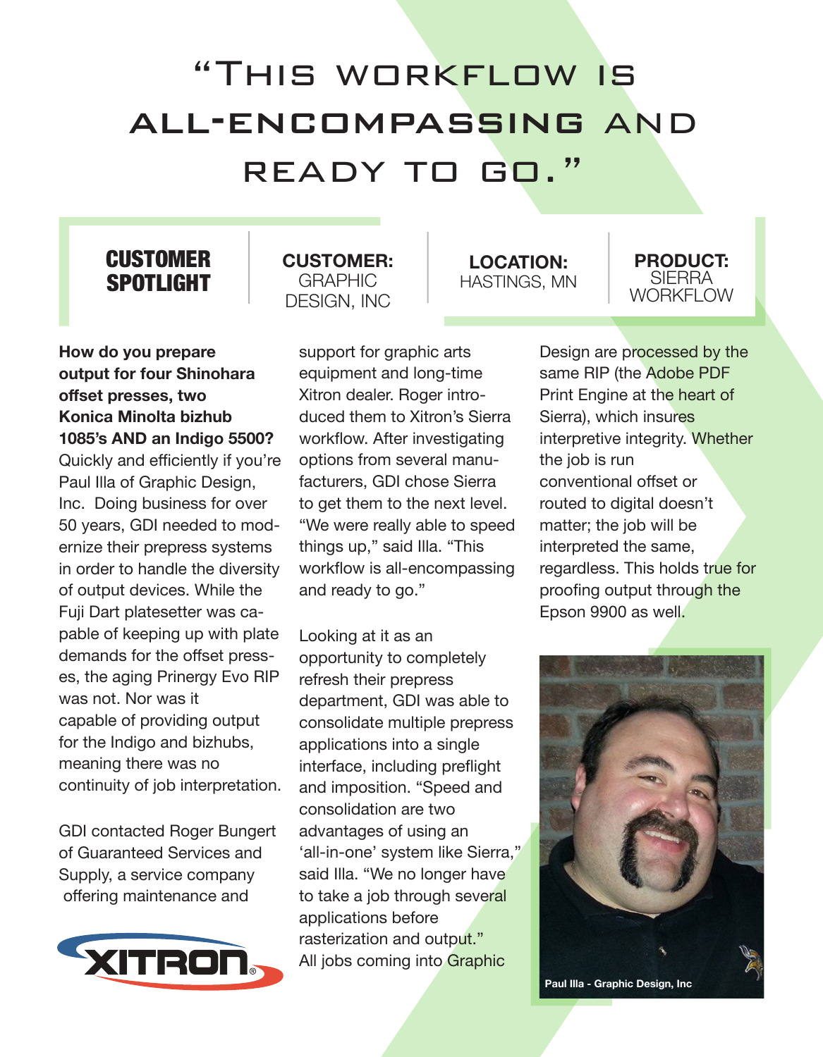# "This workflow is all-encompassing and ready to go."

| CUSTOMER SPOTLIGHT | CUSTOMER: GRAPHIC DESIGN, INC | LOCATION: HASTINGS, MN | PRODUCT: SIERRA WORKFLOW |
|---|---|---|---|

**How do you prepare output for four Shinohara offset presses, two Konica Minolta bizhub 1085's AND an Indigo 5500?** Quickly and efficiently if you're Paul Illa of Graphic Design, Inc. Doing business for over 50 years, GDI needed to modernize their prepress systems in order to handle the diversity of output devices. While the Fuji Dart platesetter was capable of keeping up with plate demands for the offset presses, the aging Prinergy Evo RIP was not. Nor was it capable of providing output for the Indigo and bizhubs, meaning there was no continuity of job interpretation.

GDI contacted Roger Bungert of Guaranteed Services and Supply, a service company offering maintenance and support for graphic arts equipment and long-time Xitron dealer. Roger introduced them to Xitron's Sierra workflow. After investigating options from several manufacturers, GDI chose Sierra to get them to the next level. "We were really able to speed things up," said Illa. "This workflow is all-encompassing and ready to go."

Looking at it as an opportunity to completely refresh their prepress department, GDI was able to consolidate multiple prepress applications into a single interface, including preflight and imposition. "Speed and consolidation are two advantages of using an 'all-in-one' system like Sierra," said Illa. "We no longer have to take a job through several applications before rasterization and output." All jobs coming into Graphic Design are processed by the same RIP (the Adobe PDF Print Engine at the heart of Sierra), which insures interpretive integrity. Whether the job is run conventional offset or routed to digital doesn't matter; the job will be interpreted the same, regardless. This holds true for proofing output through the Epson 9900 as well.

Paul Illa - Graphic Design, Inc

XITRON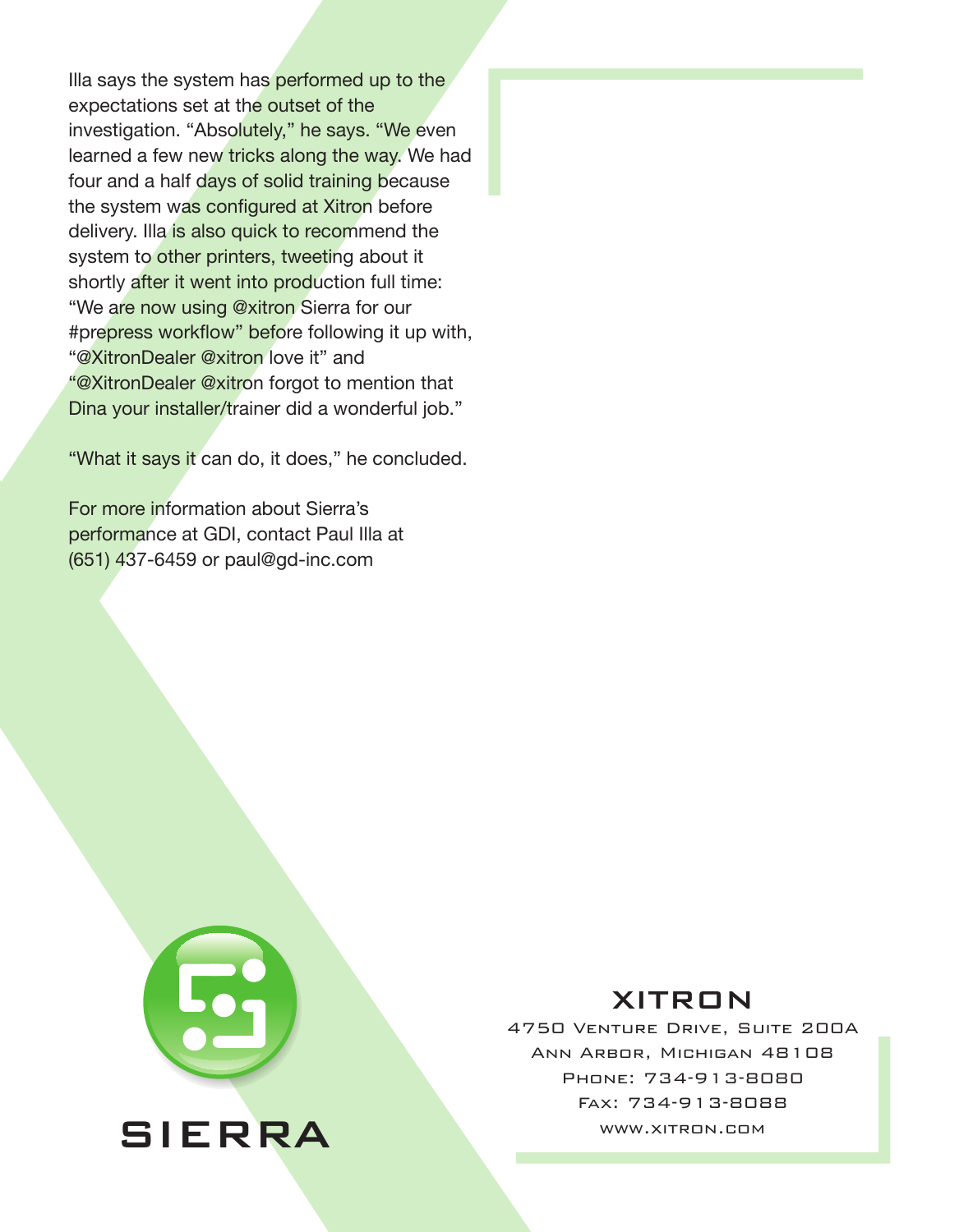Illa says the system has performed up to the expectations set at the outset of the investigation. "Absolutely," he says. "We even learned a few new tricks along the way. We had four and a half days of solid training because the system was configured at Xitron before delivery. Illa is also quick to recommend the system to other printers, tweeting about it shortly after it went into production full time: "We are now using @xitron Sierra for our #prepress workflow" before following it up with, "@XitronDealer @xitron love it" and "@XitronDealer @xitron forgot to mention that Dina your installer/trainer did a wonderful job."

"What it says it can do, it does," he concluded.

For more information about Sierra's performance at GDI, contact Paul Illa at (651) 437-6459 or paul@gd-inc.com

SIERRA

XITRON

4750 Venture Drive, Suite 200A
Ann Arbor, Michigan 48108
Phone: 734-913-8080
Fax: 734-913-8088
www.xitron.com